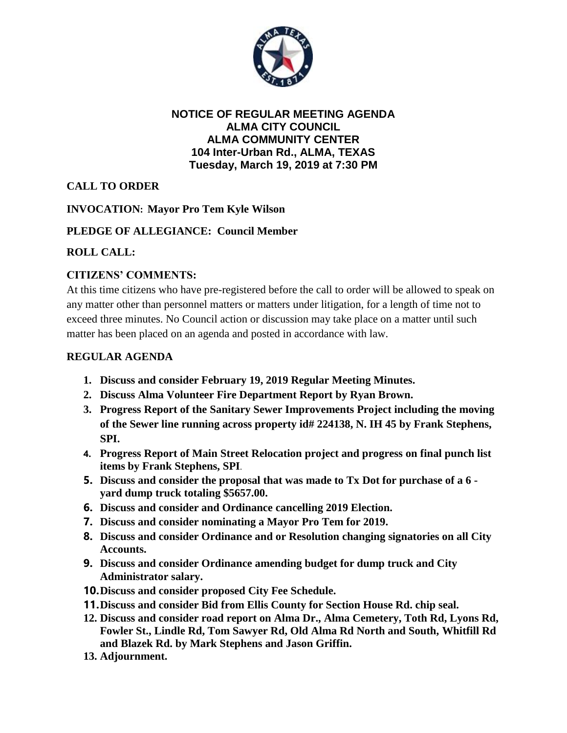# NOTICE OF REGULAR MEETING AGENDA
# ALMA CITY COUNCIL
# ALMA COMMUNITY CENTER
# 104 Inter-Urban Rd., ALMA, TEXAS
# Tuesday, March 19, 2019 at 7:30 PM

**CALL TO ORDER**

**INVOCATION: Mayor Pro Tem Kyle Wilson**

**PLEDGE OF ALLEGIANCE: Council Member**

**ROLL CALL:**

**CITIZENS' COMMENTS:**

At this time citizens who have pre-registered before the call to order will be allowed to speak on any matter other than personnel matters or matters under litigation, for a length of time not to exceed three minutes. No Council action or discussion may take place on a matter until such matter has been placed on an agenda and posted in accordance with law.

**REGULAR AGENDA**

1. **Discuss and consider February 19, 2019 Regular Meeting Minutes.**
2. **Discuss Alma Volunteer Fire Department Report by Ryan Brown.**
3. **Progress Report of the Sanitary Sewer Improvements Project including the moving of the Sewer line running across property id# 224138, N. IH 45 by Frank Stephens, SPI.**
4. **Progress Report of Main Street Relocation project and progress on final punch list items by Frank Stephens, SPI**.
5. **Discuss and consider the proposal that was made to Tx Dot for purchase of a 6 - yard dump truck totaling $5657.00.**
6. **Discuss and consider and Ordinance cancelling 2019 Election.**
7. **Discuss and consider nominating a Mayor Pro Tem for 2019.**
8. **Discuss and consider Ordinance and or Resolution changing signatories on all City Accounts.**
9. **Discuss and consider Ordinance amending budget for dump truck and City Administrator salary.**
10. **Discuss and consider proposed City Fee Schedule.**
11. **Discuss and consider Bid from Ellis County for Section House Rd. chip seal.**
12. **Discuss and consider road report on Alma Dr., Alma Cemetery, Toth Rd, Lyons Rd, Fowler St., Lindle Rd, Tom Sawyer Rd, Old Alma Rd North and South, Whitfill Rd and Blazek Rd. by Mark Stephens and Jason Griffin.**
13. **Adjournment.**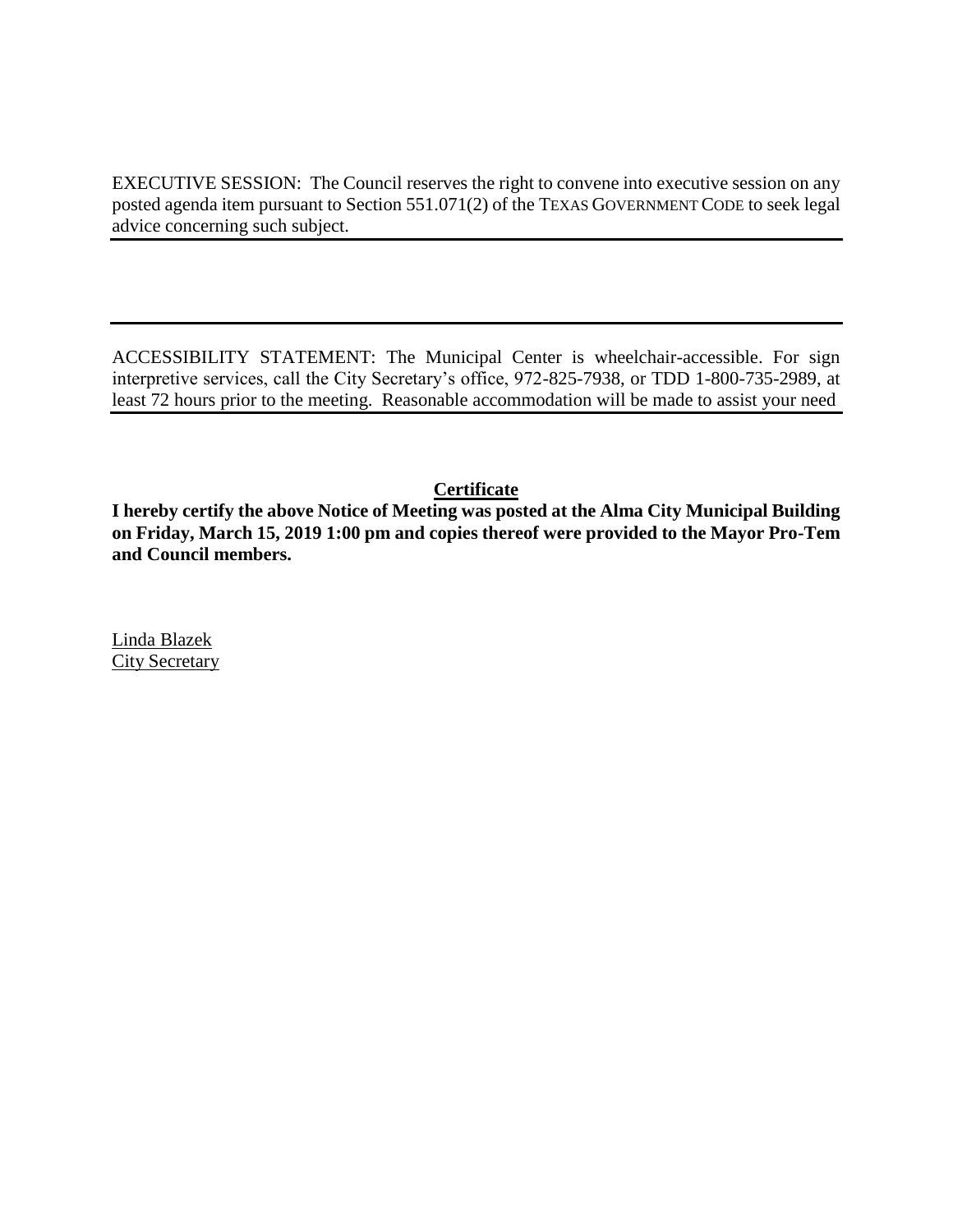EXECUTIVE SESSION: The Council reserves the right to convene into executive session on any posted agenda item pursuant to Section 551.071(2) of the TEXAS GOVERNMENT CODE to seek legal advice concerning such subject.

---

---

ACCESSIBILITY STATEMENT: The Municipal Center is wheelchair-accessible. For sign interpretive services, call the City Secretary's office, 972-825-7938, or TDD 1-800-735-2989, at least 72 hours prior to the meeting. Reasonable accommodation will be made to assist your need

---

## Certificate

**I hereby certify the above Notice of Meeting was posted at the Alma City Municipal Building on Friday, March 15, 2019 1:00 pm and copies thereof were provided to the Mayor Pro-Tem and Council members.**

Linda Blazek
City Secretary